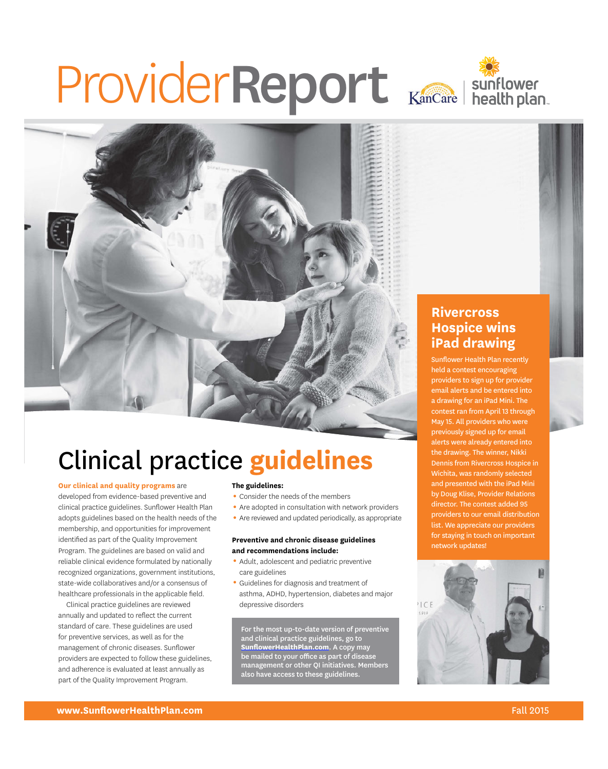# ProviderReport

KanCare | sunflower health plan

## Clinical practice guidelines

**Our clinical and quality programs** are developed from evidence-based preventive and clinical practice guidelines. Sunflower Health Plan adopts guidelines based on the health needs of the membership, and opportunities for improvement identified as part of the Quality Improvement Program. The guidelines are based on valid and reliable clinical evidence formulated by nationally recognized organizations, government institutions, state-wide collaboratives and/or a consensus of healthcare professionals in the applicable field.

Clinical practice guidelines are reviewed annually and updated to reflect the current standard of care. These guidelines are used for preventive services, as well as for the management of chronic diseases. Sunflower providers are expected to follow these guidelines, and adherence is evaluated at least annually as part of the Quality Improvement Program.

**The guidelines:**

- Consider the needs of the members
- Are adopted in consultation with network providers
- Are reviewed and updated periodically, as appropriate

**Preventive and chronic disease guidelines and recommendations include:**

- Adult, adolescent and pediatric preventive care guidelines
- Guidelines for diagnosis and treatment of asthma, ADHD, hypertension, diabetes and major depressive disorders

**For the most up-to-date version of preventive and clinical practice guidelines, go to SunflowerHealthPlan.com. A copy may be mailed to your office as part of disease management or other QI initiatives. Members also have access to these guidelines.**

## Rivercross Hospice wins iPad drawing

Sunflower Health Plan recently held a contest encouraging providers to sign up for provider email alerts and be entered into a drawing for an iPad Mini. The contest ran from April 13 through May 15. All providers who were previously signed up for email alerts were already entered into the drawing. The winner, Nikki Dennis from Rivercross Hospice in Wichita, was randomly selected and presented with the iPad Mini by Doug Klise, Provider Relations director. The contest added 95 providers to our email distribution list. We appreciate our providers for staying in touch on important network updates!

**www.SunflowerHealthPlan.com** Fall 2015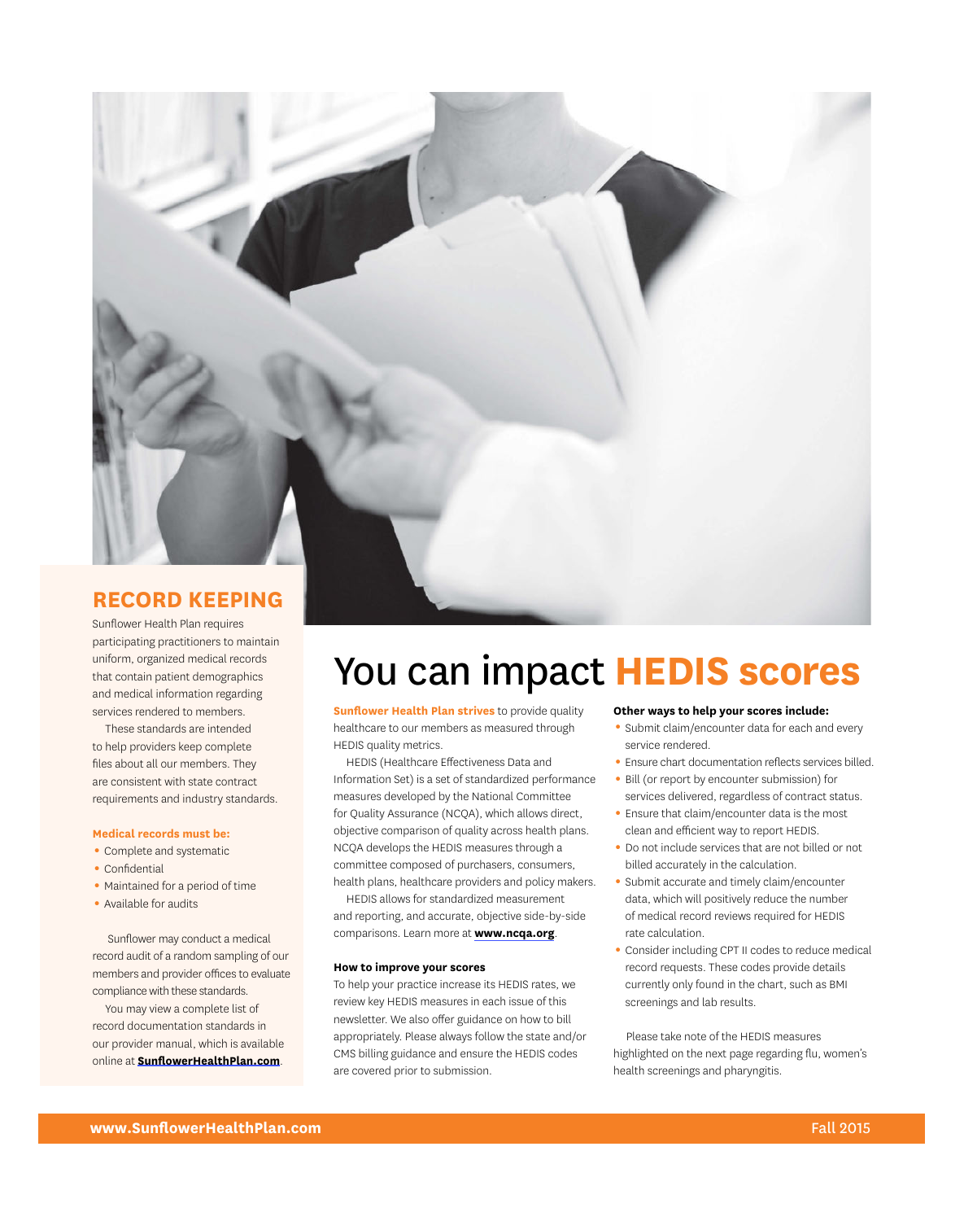## RECORD KEEPING

Sunflower Health Plan requires participating practitioners to maintain uniform, organized medical records that contain patient demographics and medical information regarding services rendered to members.

These standards are intended to help providers keep complete files about all our members. They are consistent with state contract requirements and industry standards.

**Medical records must be:**

- Complete and systematic
- Confidential
- Maintained for a period of time
- Available for audits

Sunflower may conduct a medical record audit of a random sampling of our members and provider offices to evaluate compliance with these standards.

You may view a complete list of record documentation standards in our provider manual, which is available online at **SunflowerHealthPlan.com**.

# You can impact HEDIS scores

**Sunflower Health Plan strives** to provide quality healthcare to our members as measured through HEDIS quality metrics.

HEDIS (Healthcare Effectiveness Data and Information Set) is a set of standardized performance measures developed by the National Committee for Quality Assurance (NCQA), which allows direct, objective comparison of quality across health plans. NCQA develops the HEDIS measures through a committee composed of purchasers, consumers, health plans, healthcare providers and policy makers.

HEDIS allows for standardized measurement and reporting, and accurate, objective side-by-side comparisons. Learn more at **www.ncqa.org**.

**How to improve your scores**

To help your practice increase its HEDIS rates, we review key HEDIS measures in each issue of this newsletter. We also offer guidance on how to bill appropriately. Please always follow the state and/or CMS billing guidance and ensure the HEDIS codes are covered prior to submission.

**Other ways to help your scores include:**

- Submit claim/encounter data for each and every service rendered.
- Ensure chart documentation reflects services billed.
- Bill (or report by encounter submission) for services delivered, regardless of contract status.
- Ensure that claim/encounter data is the most clean and efficient way to report HEDIS.
- Do not include services that are not billed or not billed accurately in the calculation.
- Submit accurate and timely claim/encounter data, which will positively reduce the number of medical record reviews required for HEDIS rate calculation.
- Consider including CPT II codes to reduce medical record requests. These codes provide details currently only found in the chart, such as BMI screenings and lab results.

Please take note of the HEDIS measures highlighted on the next page regarding flu, women's health screenings and pharyngitis.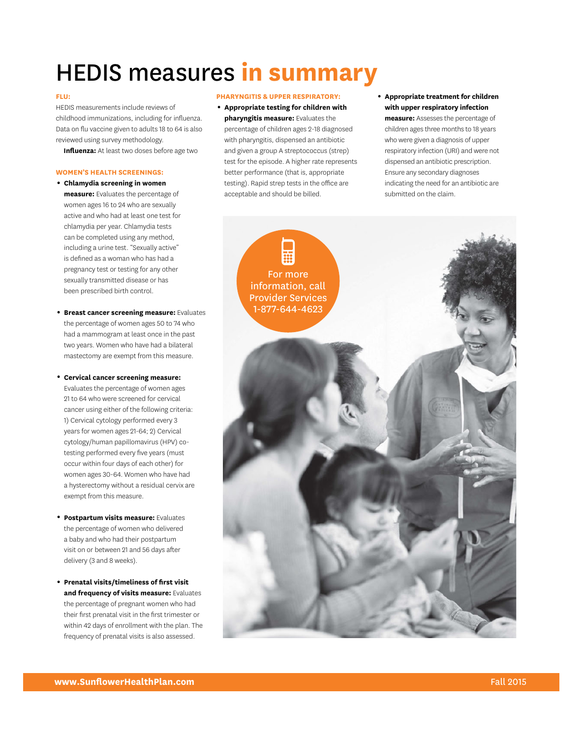# HEDIS measures **in summary**

#### FLU:

HEDIS measurements include reviews of childhood immunizations, including for influenza. Data on flu vaccine given to adults 18 to 64 is also reviewed using survey methodology.

**Influenza:** At least two doses before age two

#### WOMEN'S HEALTH SCREENINGS:

- **Chlamydia screening in women measure:** Evaluates the percentage of women ages 16 to 24 who are sexually active and who had at least one test for chlamydia per year. Chlamydia tests can be completed using any method, including a urine test. "Sexually active" is defined as a woman who has had a pregnancy test or testing for any other sexually transmitted disease or has been prescribed birth control.

- **Breast cancer screening measure:** Evaluates the percentage of women ages 50 to 74 who had a mammogram at least once in the past two years. Women who have had a bilateral mastectomy are exempt from this measure.

- **Cervical cancer screening measure:** Evaluates the percentage of women ages 21 to 64 who were screened for cervical cancer using either of the following criteria: 1) Cervical cytology performed every 3 years for women ages 21-64; 2) Cervical cytology/human papillomavirus (HPV) co-testing performed every five years (must occur within four days of each other) for women ages 30-64. Women who have had a hysterectomy without a residual cervix are exempt from this measure.

- **Postpartum visits measure:** Evaluates the percentage of women who delivered a baby and who had their postpartum visit on or between 21 and 56 days after delivery (3 and 8 weeks).

- **Prenatal visits/timeliness of first visit and frequency of visits measure:** Evaluates the percentage of pregnant women who had their first prenatal visit in the first trimester or within 42 days of enrollment with the plan. The frequency of prenatal visits is also assessed.

#### PHARYNGITIS & UPPER RESPIRATORY:

- **Appropriate testing for children with pharyngitis measure:** Evaluates the percentage of children ages 2-18 diagnosed with pharyngitis, dispensed an antibiotic and given a group A streptococcus (strep) test for the episode. A higher rate represents better performance (that is, appropriate testing). Rapid strep tests in the office are acceptable and should be billed.

- **Appropriate treatment for children with upper respiratory infection measure:** Assesses the percentage of children ages three months to 18 years who were given a diagnosis of upper respiratory infection (URI) and were not dispensed an antibiotic prescription. Ensure any secondary diagnoses indicating the need for an antibiotic are submitted on the claim.

For more information, call Provider Services 1-877-644-4623

www.SunflowerHealthPlan.com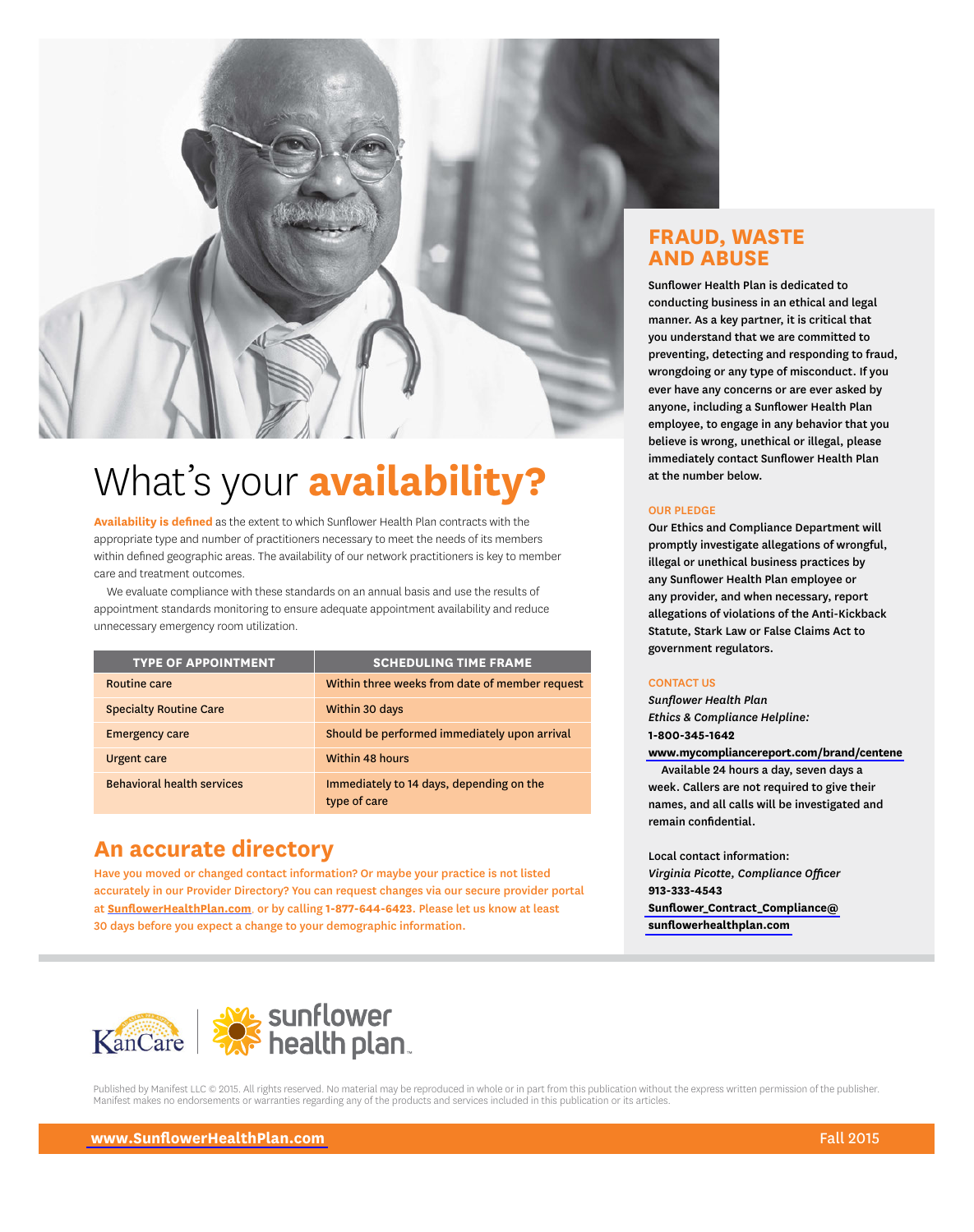# What's your **availability?**

**Availability is defined** as the extent to which Sunflower Health Plan contracts with the appropriate type and number of practitioners necessary to meet the needs of its members within defined geographic areas. The availability of our network practitioners is key to member care and treatment outcomes.

We evaluate compliance with these standards on an annual basis and use the results of appointment standards monitoring to ensure adequate appointment availability and reduce unnecessary emergency room utilization.

| TYPE OF APPOINTMENT | SCHEDULING TIME FRAME |
|---|---|
| Routine care | Within three weeks from date of member request |
| Specialty Routine Care | Within 30 days |
| Emergency care | Should be performed immediately upon arrival |
| Urgent care | Within 48 hours |
| Behavioral health services | Immediately to 14 days, depending on the type of care |

## An accurate directory

**Have you moved or changed contact information? Or maybe your practice is not listed accurately in our Provider Directory? You can request changes via our secure provider portal at SunflowerHealthPlan.com, or by calling 1-877-644-6423. Please let us know at least 30 days before you expect a change to your demographic information.**

## FRAUD, WASTE AND ABUSE

**Sunflower Health Plan is dedicated to conducting business in an ethical and legal manner. As a key partner, it is critical that you understand that we are committed to preventing, detecting and responding to fraud, wrongdoing or any type of misconduct. If you ever have any concerns or are ever asked by anyone, including a Sunflower Health Plan employee, to engage in any behavior that you believe is wrong, unethical or illegal, please immediately contact Sunflower Health Plan at the number below.**

### OUR PLEDGE

**Our Ethics and Compliance Department will promptly investigate allegations of wrongful, illegal or unethical business practices by any Sunflower Health Plan employee or any provider, and when necessary, report allegations of violations of the Anti-Kickback Statute, Stark Law or False Claims Act to government regulators.**

### CONTACT US

***Sunflower Health Plan***
***Ethics & Compliance Helpline:***
**1-800-345-1642**
**www.mycompliancereport.com/brand/centene**

**Available 24 hours a day, seven days a week. Callers are not required to give their names, and all calls will be investigated and remain confidential.**

**Local contact information:**
***Virginia Picotte, Compliance Officer***
**913-333-4543**
**Sunflower_Contract_Compliance@sunflowerhealthplan.com**

KanCare | sunflower health plan

Published by Manifest LLC © 2015. All rights reserved. No material may be reproduced in whole or in part from this publication without the express written permission of the publisher. Manifest makes no endorsements or warranties regarding any of the products and services included in this publication or its articles.

www.SunflowerHealthPlan.com Fall 2015